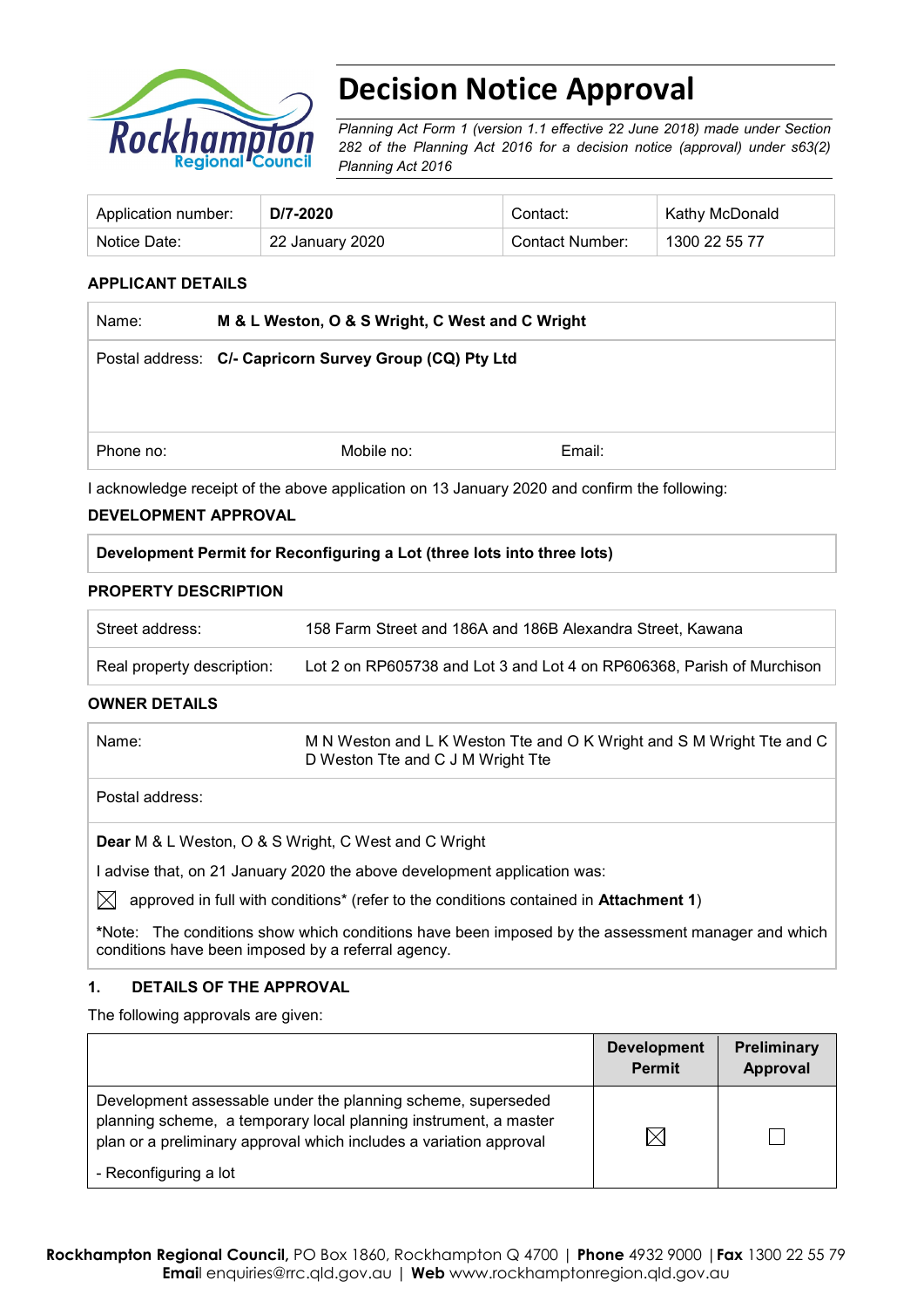# Decision Notice Approval

*Planning Act Form 1 (version 1.1 effective 22 June 2018) made under Section 282 of the Planning Act 2016 for a decision notice (approval) under s63(2) Planning Act 2016*

| | | | |
|---|---|---|---|
| Application number: | **D/7-2020** | Contact: | Kathy McDonald |
| Notice Date: | 22 January 2020 | Contact Number: | 1300 22 55 77 |

## APPLICANT DETAILS

| | | | |
|---|---|---|---|
| Name: | **M & L Weston, O & S Wright, C West and C Wright** | | |
| Postal address: | **C/- Capricorn Survey Group (CQ) Pty Ltd** | | |
| Phone no: | | Mobile no: | Email: |

I acknowledge receipt of the above application on 13 January 2020 and confirm the following:

## DEVELOPMENT APPROVAL

**Development Permit for Reconfiguring a Lot (three lots into three lots)**

## PROPERTY DESCRIPTION

| | |
|---|---|
| Street address: | 158 Farm Street and 186A and 186B Alexandra Street, Kawana |
| Real property description: | Lot 2 on RP605738 and Lot 3 and Lot 4 on RP606368, Parish of Murchison |

## OWNER DETAILS

| | |
|---|---|
| Name: | M N Weston and L K Weston Tte and O K Wright and S M Wright Tte and C D Weston Tte and C J M Wright Tte |
| Postal address: | |

**Dear** M & L Weston, O & S Wright, C West and C Wright

I advise that, on 21 January 2020 the above development application was:

☒ approved in full with conditions* (refer to the conditions contained in **Attachment 1**)

*Note: The conditions show which conditions have been imposed by the assessment manager and which conditions have been imposed by a referral agency.

## 1. DETAILS OF THE APPROVAL

The following approvals are given:

| | Development Permit | Preliminary Approval |
|---|---|---|
| Development assessable under the planning scheme, superseded planning scheme, a temporary local planning instrument, a master plan or a preliminary approval which includes a variation approval<br>- Reconfiguring a lot | ☒ | ☐ |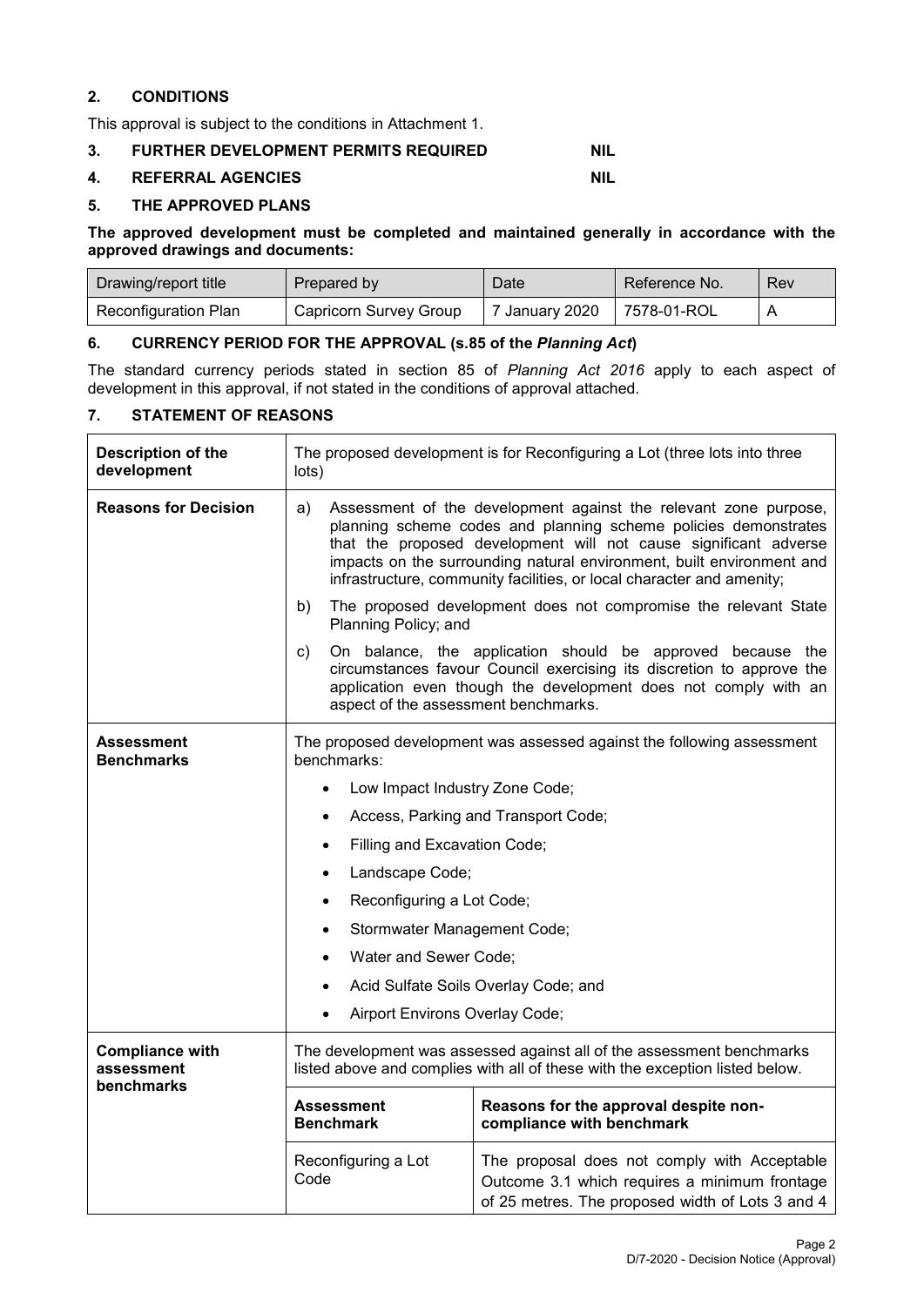## 2. CONDITIONS

This approval is subject to the conditions in Attachment 1.

## 3. FURTHER DEVELOPMENT PERMITS REQUIRED NIL

## 4. REFERRAL AGENCIES NIL

## 5. THE APPROVED PLANS

**The approved development must be completed and maintained generally in accordance with the approved drawings and documents:**

| Drawing/report title | Prepared by | Date | Reference No. | Rev |
|---|---|---|---|---|
| Reconfiguration Plan | Capricorn Survey Group | 7 January 2020 | 7578-01-ROL | A |

## 6. CURRENCY PERIOD FOR THE APPROVAL (s.85 of the *Planning Act*)

The standard currency periods stated in section 85 of *Planning Act 2016* apply to each aspect of development in this approval, if not stated in the conditions of approval attached.

## 7. STATEMENT OF REASONS

| | | |
|---|---|---|
| **Description of the development** | The proposed development is for Reconfiguring a Lot (three lots into three lots) | |
| **Reasons for Decision** | a) Assessment of the development against the relevant zone purpose, planning scheme codes and planning scheme policies demonstrates that the proposed development will not cause significant adverse impacts on the surrounding natural environment, built environment and infrastructure, community facilities, or local character and amenity;<br><br>b) The proposed development does not compromise the relevant State Planning Policy; and<br><br>c) On balance, the application should be approved because the circumstances favour Council exercising its discretion to approve the application even though the development does not comply with an aspect of the assessment benchmarks. | |
| **Assessment Benchmarks** | The proposed development was assessed against the following assessment benchmarks:<br>• Low Impact Industry Zone Code;<br>• Access, Parking and Transport Code;<br>• Filling and Excavation Code;<br>• Landscape Code;<br>• Reconfiguring a Lot Code;<br>• Stormwater Management Code;<br>• Water and Sewer Code;<br>• Acid Sulfate Soils Overlay Code; and<br>• Airport Environs Overlay Code; | |
| **Compliance with assessment benchmarks** | The development was assessed against all of the assessment benchmarks listed above and complies with all of these with the exception listed below. | |
| | **Assessment Benchmark** | **Reasons for the approval despite non-compliance with benchmark** |
| | Reconfiguring a Lot Code | The proposal does not comply with Acceptable Outcome 3.1 which requires a minimum frontage of 25 metres. The proposed width of Lots 3 and 4 |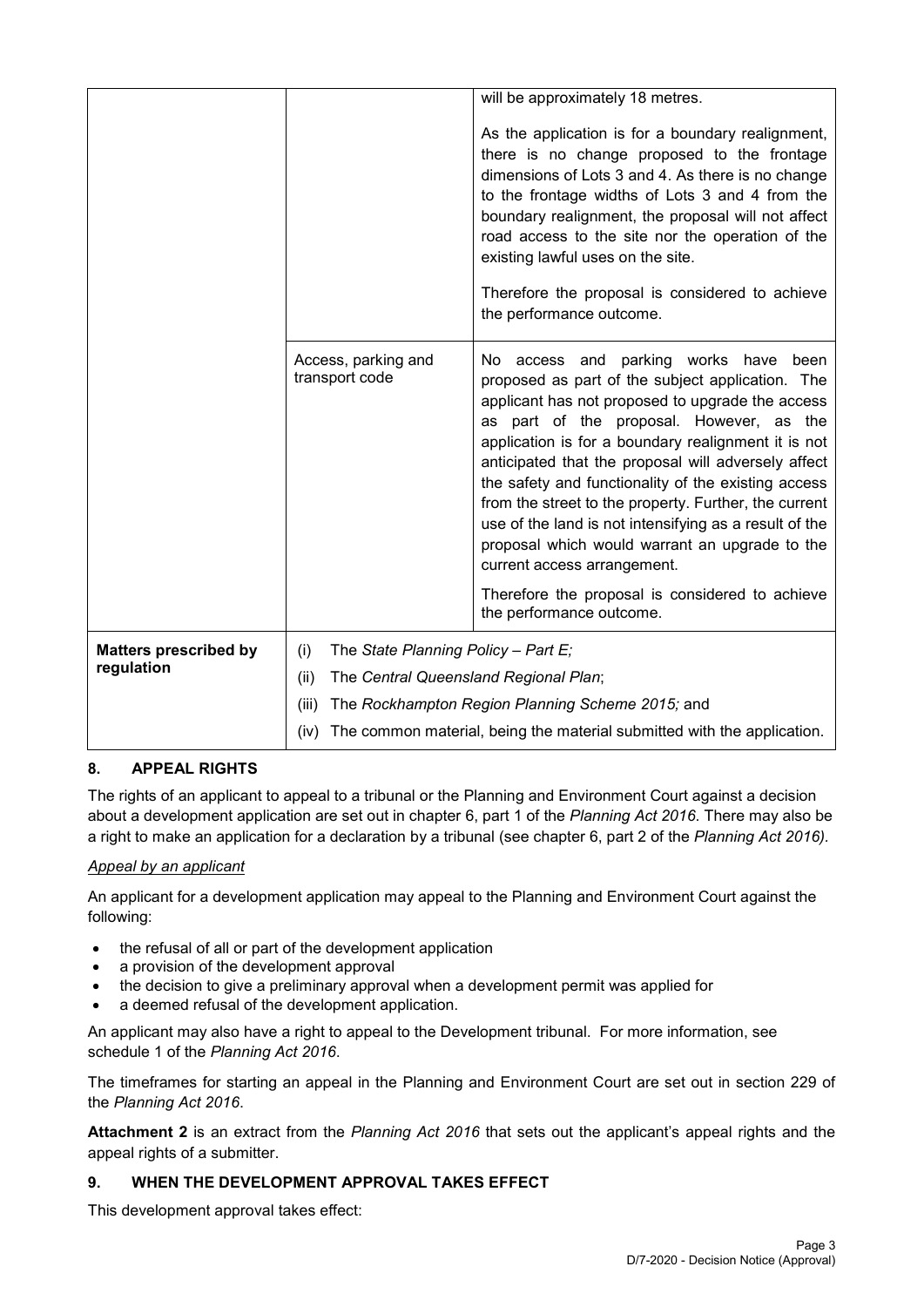| | | |
|---|---|---|
| | | will be approximately 18 metres.<br><br>As the application is for a boundary realignment, there is no change proposed to the frontage dimensions of Lots 3 and 4. As there is no change to the frontage widths of Lots 3 and 4 from the boundary realignment, the proposal will not affect road access to the site nor the operation of the existing lawful uses on the site.<br><br>Therefore the proposal is considered to achieve the performance outcome. |
| | Access, parking and transport code | No access and parking works have been proposed as part of the subject application. The applicant has not proposed to upgrade the access as part of the proposal. However, as the application is for a boundary realignment it is not anticipated that the proposal will adversely affect the safety and functionality of the existing access from the street to the property. Further, the current use of the land is not intensifying as a result of the proposal which would warrant an upgrade to the current access arrangement.<br><br>Therefore the proposal is considered to achieve the performance outcome. |
| **Matters prescribed by regulation** | (i) The *State Planning Policy – Part E;*<br>(ii) The *Central Queensland Regional Plan*;<br>(iii) The *Rockhampton Region Planning Scheme 2015;* and<br>(iv) The common material, being the material submitted with the application. | |

## 8. APPEAL RIGHTS

The rights of an applicant to appeal to a tribunal or the Planning and Environment Court against a decision about a development application are set out in chapter 6, part 1 of the *Planning Act 2016*. There may also be a right to make an application for a declaration by a tribunal (see chapter 6, part 2 of the *Planning Act 2016).*

*Appeal by an applicant*

An applicant for a development application may appeal to the Planning and Environment Court against the following:

- the refusal of all or part of the development application
- a provision of the development approval
- the decision to give a preliminary approval when a development permit was applied for
- a deemed refusal of the development application.

An applicant may also have a right to appeal to the Development tribunal. For more information, see schedule 1 of the *Planning Act 2016*.

The timeframes for starting an appeal in the Planning and Environment Court are set out in section 229 of the *Planning Act 2016*.

**Attachment 2** is an extract from the *Planning Act 2016* that sets out the applicant's appeal rights and the appeal rights of a submitter.

## 9. WHEN THE DEVELOPMENT APPROVAL TAKES EFFECT

This development approval takes effect: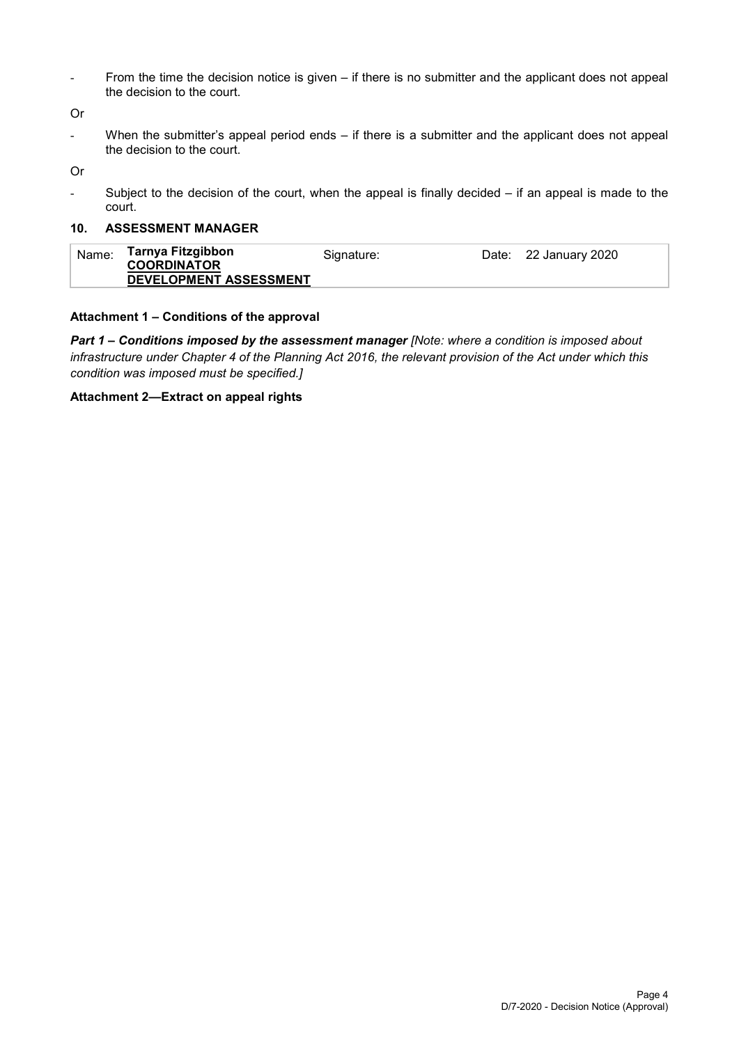- From the time the decision notice is given – if there is no submitter and the applicant does not appeal the decision to the court.

Or

- When the submitter's appeal period ends – if there is a submitter and the applicant does not appeal the decision to the court.

Or

- Subject to the decision of the court, when the appeal is finally decided – if an appeal is made to the court.

## 10. ASSESSMENT MANAGER

| | | | |
|---|---|---|---|
| Name: | **Tarnya Fitzgibbon** **COORDINATOR** **DEVELOPMENT ASSESSMENT** | Signature: | Date: 22 January 2020 |

**Attachment 1 – Conditions of the approval**

***Part 1 – Conditions imposed by the assessment manager*** *[Note: where a condition is imposed about infrastructure under Chapter 4 of the Planning Act 2016, the relevant provision of the Act under which this condition was imposed must be specified.]*

**Attachment 2—Extract on appeal rights**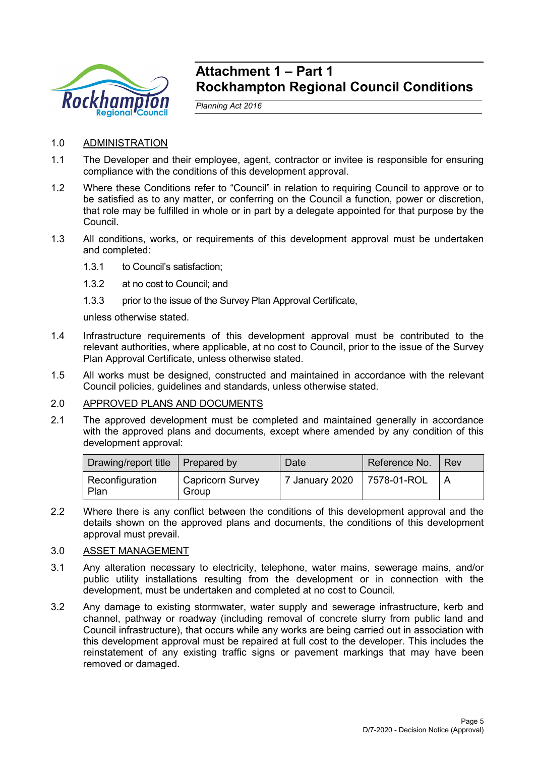# Attachment 1 – Part 1
# Rockhampton Regional Council Conditions

*Planning Act 2016*

## 1.0 ADMINISTRATION

1.1 The Developer and their employee, agent, contractor or invitee is responsible for ensuring compliance with the conditions of this development approval.

1.2 Where these Conditions refer to "Council" in relation to requiring Council to approve or to be satisfied as to any matter, or conferring on the Council a function, power or discretion, that role may be fulfilled in whole or in part by a delegate appointed for that purpose by the Council.

1.3 All conditions, works, or requirements of this development approval must be undertaken and completed:

- 1.3.1 to Council's satisfaction;
- 1.3.2 at no cost to Council; and
- 1.3.3 prior to the issue of the Survey Plan Approval Certificate,

unless otherwise stated.

1.4 Infrastructure requirements of this development approval must be contributed to the relevant authorities, where applicable, at no cost to Council, prior to the issue of the Survey Plan Approval Certificate, unless otherwise stated.

1.5 All works must be designed, constructed and maintained in accordance with the relevant Council policies, guidelines and standards, unless otherwise stated.

## 2.0 APPROVED PLANS AND DOCUMENTS

2.1 The approved development must be completed and maintained generally in accordance with the approved plans and documents, except where amended by any condition of this development approval:

| Drawing/report title | Prepared by | Date | Reference No. | Rev |
|---|---|---|---|---|
| Reconfiguration Plan | Capricorn Survey Group | 7 January 2020 | 7578-01-ROL | A |

2.2 Where there is any conflict between the conditions of this development approval and the details shown on the approved plans and documents, the conditions of this development approval must prevail.

## 3.0 ASSET MANAGEMENT

3.1 Any alteration necessary to electricity, telephone, water mains, sewerage mains, and/or public utility installations resulting from the development or in connection with the development, must be undertaken and completed at no cost to Council.

3.2 Any damage to existing stormwater, water supply and sewerage infrastructure, kerb and channel, pathway or roadway (including removal of concrete slurry from public land and Council infrastructure), that occurs while any works are being carried out in association with this development approval must be repaired at full cost to the developer. This includes the reinstatement of any existing traffic signs or pavement markings that may have been removed or damaged.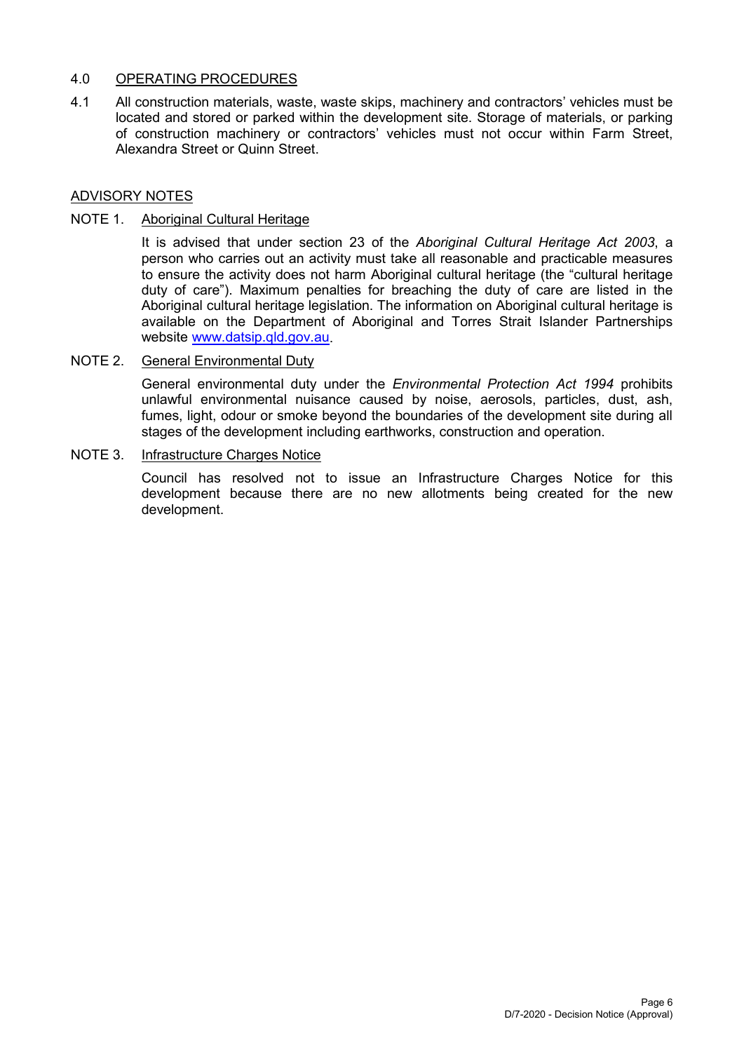## 4.0 OPERATING PROCEDURES

4.1 All construction materials, waste, waste skips, machinery and contractors' vehicles must be located and stored or parked within the development site. Storage of materials, or parking of construction machinery or contractors' vehicles must not occur within Farm Street, Alexandra Street or Quinn Street.

## ADVISORY NOTES

NOTE 1. Aboriginal Cultural Heritage

It is advised that under section 23 of the *Aboriginal Cultural Heritage Act 2003*, a person who carries out an activity must take all reasonable and practicable measures to ensure the activity does not harm Aboriginal cultural heritage (the "cultural heritage duty of care"). Maximum penalties for breaching the duty of care are listed in the Aboriginal cultural heritage legislation. The information on Aboriginal cultural heritage is available on the Department of Aboriginal and Torres Strait Islander Partnerships website www.datsip.qld.gov.au.

NOTE 2. General Environmental Duty

General environmental duty under the *Environmental Protection Act 1994* prohibits unlawful environmental nuisance caused by noise, aerosols, particles, dust, ash, fumes, light, odour or smoke beyond the boundaries of the development site during all stages of the development including earthworks, construction and operation.

NOTE 3. Infrastructure Charges Notice

Council has resolved not to issue an Infrastructure Charges Notice for this development because there are no new allotments being created for the new development.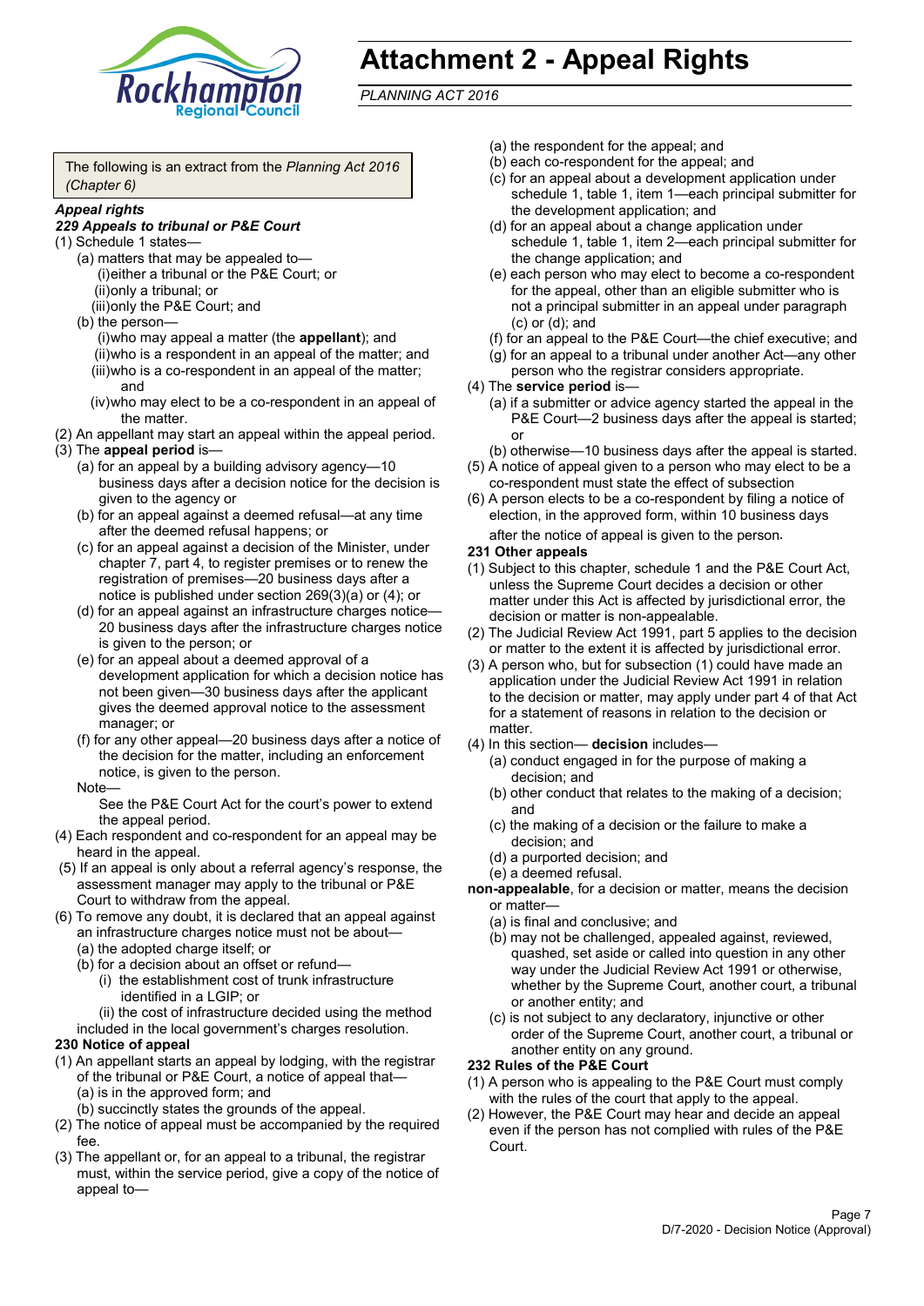# Attachment 2 - Appeal Rights

*PLANNING ACT 2016*

The following is an extract from the *Planning Act 2016 (Chapter 6)*

***Appeal rights***

***229 Appeals to tribunal or P&E Court***

(1) Schedule 1 states—

- (a) matters that may be appealed to—
  - (i) either a tribunal or the P&E Court; or
  - (ii) only a tribunal; or
  - (iii) only the P&E Court; and
- (b) the person—
  - (i) who may appeal a matter (the **appellant**); and
  - (ii) who is a respondent in an appeal of the matter; and
  - (iii) who is a co-respondent in an appeal of the matter; and
  - (iv) who may elect to be a co-respondent in an appeal of the matter.

(2) An appellant may start an appeal within the appeal period.

(3) The **appeal period** is—

- (a) for an appeal by a building advisory agency—10 business days after a decision notice for the decision is given to the agency or
- (b) for an appeal against a deemed refusal—at any time after the deemed refusal happens; or
- (c) for an appeal against a decision of the Minister, under chapter 7, part 4, to register premises or to renew the registration of premises—20 business days after a notice is published under section 269(3)(a) or (4); or
- (d) for an appeal against an infrastructure charges notice—20 business days after the infrastructure charges notice is given to the person; or
- (e) for an appeal about a deemed approval of a development application for which a decision notice has not been given—30 business days after the applicant gives the deemed approval notice to the assessment manager; or
- (f) for any other appeal—20 business days after a notice of the decision for the matter, including an enforcement notice, is given to the person.

Note—

See the P&E Court Act for the court's power to extend the appeal period.

(4) Each respondent and co-respondent for an appeal may be heard in the appeal.

(5) If an appeal is only about a referral agency's response, the assessment manager may apply to the tribunal or P&E Court to withdraw from the appeal.

(6) To remove any doubt, it is declared that an appeal against an infrastructure charges notice must not be about—

- (a) the adopted charge itself; or
- (b) for a decision about an offset or refund—
  - (i) the establishment cost of trunk infrastructure identified in a LGIP; or
  - (ii) the cost of infrastructure decided using the method included in the local government's charges resolution.

**230 Notice of appeal**

(1) An appellant starts an appeal by lodging, with the registrar of the tribunal or P&E Court, a notice of appeal that—

- (a) is in the approved form; and
- (b) succinctly states the grounds of the appeal.

(2) The notice of appeal must be accompanied by the required fee.

(3) The appellant or, for an appeal to a tribunal, the registrar must, within the service period, give a copy of the notice of appeal to—

- (a) the respondent for the appeal; and
- (b) each co-respondent for the appeal; and
- (c) for an appeal about a development application under schedule 1, table 1, item 1—each principal submitter for the development application; and
- (d) for an appeal about a change application under schedule 1, table 1, item 2—each principal submitter for the change application; and
- (e) each person who may elect to become a co-respondent for the appeal, other than an eligible submitter who is not a principal submitter in an appeal under paragraph (c) or (d); and
- (f) for an appeal to the P&E Court—the chief executive; and
- (g) for an appeal to a tribunal under another Act—any other person who the registrar considers appropriate.

(4) The **service period** is—

- (a) if a submitter or advice agency started the appeal in the P&E Court—2 business days after the appeal is started; or
- (b) otherwise—10 business days after the appeal is started.

(5) A notice of appeal given to a person who may elect to be a co-respondent must state the effect of subsection

(6) A person elects to be a co-respondent by filing a notice of election, in the approved form, within 10 business days after the notice of appeal is given to the person.

**231 Other appeals**

(1) Subject to this chapter, schedule 1 and the P&E Court Act, unless the Supreme Court decides a decision or other matter under this Act is affected by jurisdictional error, the decision or matter is non-appealable.

(2) The Judicial Review Act 1991, part 5 applies to the decision or matter to the extent it is affected by jurisdictional error.

(3) A person who, but for subsection (1) could have made an application under the Judicial Review Act 1991 in relation to the decision or matter, may apply under part 4 of that Act for a statement of reasons in relation to the decision or matter.

(4) In this section— **decision** includes—

- (a) conduct engaged in for the purpose of making a decision; and
- (b) other conduct that relates to the making of a decision; and
- (c) the making of a decision or the failure to make a decision; and
- (d) a purported decision; and
- (e) a deemed refusal.

**non-appealable**, for a decision or matter, means the decision or matter—

- (a) is final and conclusive; and
- (b) may not be challenged, appealed against, reviewed, quashed, set aside or called into question in any other way under the Judicial Review Act 1991 or otherwise, whether by the Supreme Court, another court, a tribunal or another entity; and
- (c) is not subject to any declaratory, injunctive or other order of the Supreme Court, another court, a tribunal or another entity on any ground.

**232 Rules of the P&E Court**

(1) A person who is appealing to the P&E Court must comply with the rules of the court that apply to the appeal.

(2) However, the P&E Court may hear and decide an appeal even if the person has not complied with rules of the P&E Court.

D/7-2020 - Decision Notice (Approval)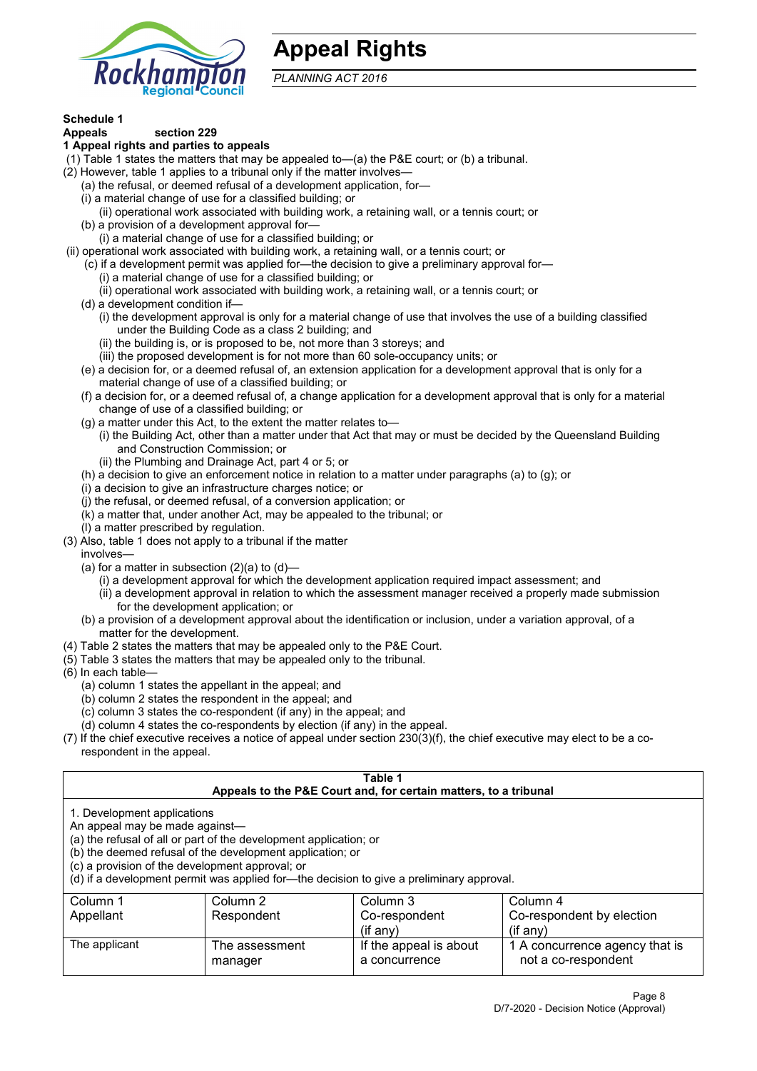# Appeal Rights

*PLANNING ACT 2016*

**Schedule 1**

**Appeals section 229**

**1 Appeal rights and parties to appeals**

(1) Table 1 states the matters that may be appealed to—(a) the P&E court; or (b) a tribunal.

(2) However, table 1 applies to a tribunal only if the matter involves—

(a) the refusal, or deemed refusal of a development application, for—

(i) a material change of use for a classified building; or

(ii) operational work associated with building work, a retaining wall, or a tennis court; or

(b) a provision of a development approval for—

(i) a material change of use for a classified building; or

(ii) operational work associated with building work, a retaining wall, or a tennis court; or

(c) if a development permit was applied for—the decision to give a preliminary approval for—

(i) a material change of use for a classified building; or

(ii) operational work associated with building work, a retaining wall, or a tennis court; or

(d) a development condition if—

(i) the development approval is only for a material change of use that involves the use of a building classified under the Building Code as a class 2 building; and

(ii) the building is, or is proposed to be, not more than 3 storeys; and

(iii) the proposed development is for not more than 60 sole-occupancy units; or

(e) a decision for, or a deemed refusal of, an extension application for a development approval that is only for a material change of use of a classified building; or

(f) a decision for, or a deemed refusal of, a change application for a development approval that is only for a material change of use of a classified building; or

(g) a matter under this Act, to the extent the matter relates to—

(i) the Building Act, other than a matter under that Act that may or must be decided by the Queensland Building and Construction Commission; or

(ii) the Plumbing and Drainage Act, part 4 or 5; or

(h) a decision to give an enforcement notice in relation to a matter under paragraphs (a) to (g); or

(i) a decision to give an infrastructure charges notice; or

(j) the refusal, or deemed refusal, of a conversion application; or

(k) a matter that, under another Act, may be appealed to the tribunal; or

(l) a matter prescribed by regulation.

(3) Also, table 1 does not apply to a tribunal if the matter involves—

(a) for a matter in subsection (2)(a) to (d)—

(i) a development approval for which the development application required impact assessment; and

(ii) a development approval in relation to which the assessment manager received a properly made submission for the development application; or

(b) a provision of a development approval about the identification or inclusion, under a variation approval, of a matter for the development.

(4) Table 2 states the matters that may be appealed only to the P&E Court.

(5) Table 3 states the matters that may be appealed only to the tribunal.

(6) In each table—

(a) column 1 states the appellant in the appeal; and

(b) column 2 states the respondent in the appeal; and

(c) column 3 states the co-respondent (if any) in the appeal; and

(d) column 4 states the co-respondents by election (if any) in the appeal.

(7) If the chief executive receives a notice of appeal under section 230(3)(f), the chief executive may elect to be a co-respondent in the appeal.

**Table 1**
**Appeals to the P&E Court and, for certain matters, to a tribunal**

1. Development applications
An appeal may be made against—
(a) the refusal of all or part of the development application; or
(b) the deemed refusal of the development application; or
(c) a provision of the development approval; or
(d) if a development permit was applied for—the decision to give a preliminary approval.

| Column 1<br>Appellant | Column 2<br>Respondent | Column 3<br>Co-respondent<br>(if any) | Column 4<br>Co-respondent by election<br>(if any) |
|---|---|---|---|
| The applicant | The assessment manager | If the appeal is about a concurrence | 1 A concurrence agency that is not a co-respondent |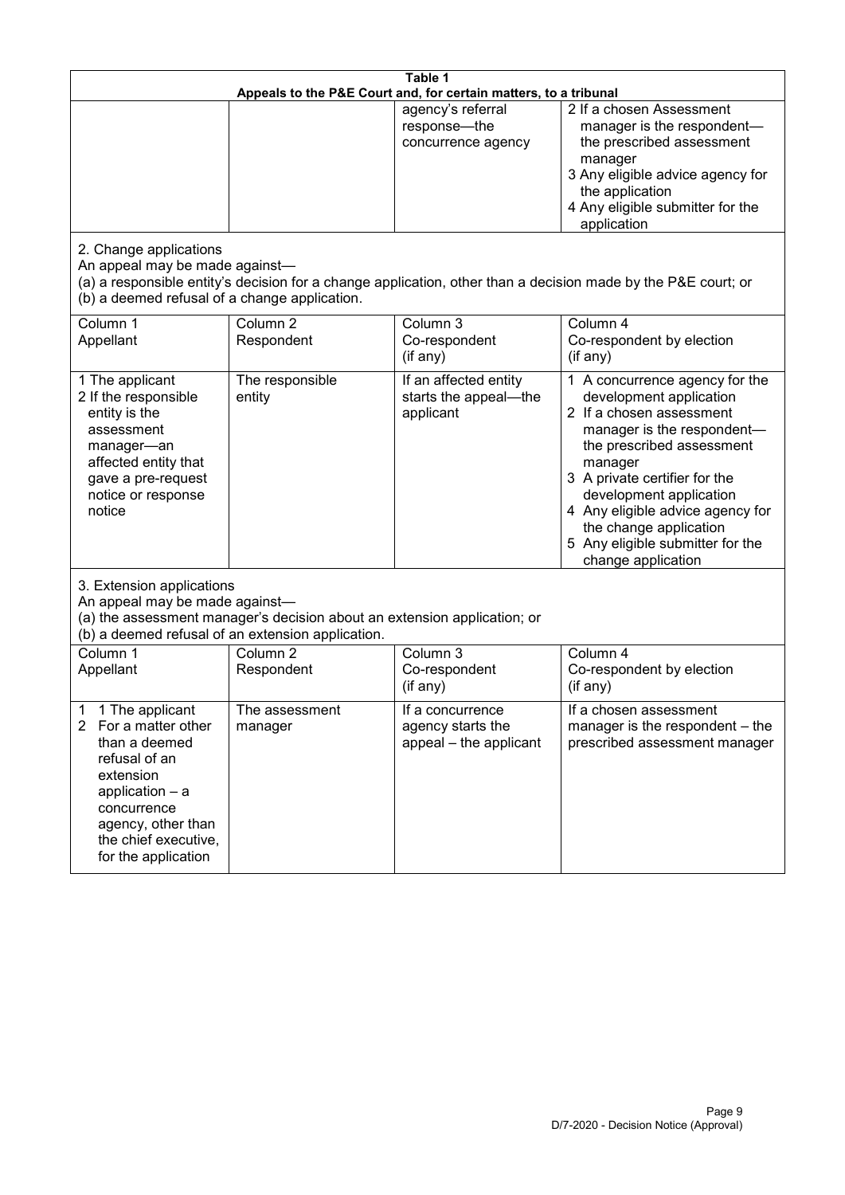**Table 1**
**Appeals to the P&E Court and, for certain matters, to a tribunal**

| | | | |
|---|---|---|---|
| | | agency's referral response—the concurrence agency | 2 If a chosen Assessment manager is the respondent—the prescribed assessment manager<br>3 Any eligible advice agency for the application<br>4 Any eligible submitter for the application |

2. Change applications

An appeal may be made against—

(a) a responsible entity's decision for a change application, other than a decision made by the P&E court; or

(b) a deemed refusal of a change application.

| Column 1<br>Appellant | Column 2<br>Respondent | Column 3<br>Co-respondent<br>(if any) | Column 4<br>Co-respondent by election<br>(if any) |
|---|---|---|---|
| 1 The applicant<br>2 If the responsible entity is the assessment manager—an affected entity that gave a pre-request notice or response notice | The responsible entity | If an affected entity starts the appeal—the applicant | 1 A concurrence agency for the development application<br>2 If a chosen assessment manager is the respondent—the prescribed assessment manager<br>3 A private certifier for the development application<br>4 Any eligible advice agency for the change application<br>5 Any eligible submitter for the change application |

3. Extension applications

An appeal may be made against—

(a) the assessment manager's decision about an extension application; or

(b) a deemed refusal of an extension application.

| Column 1<br>Appellant | Column 2<br>Respondent | Column 3<br>Co-respondent<br>(if any) | Column 4<br>Co-respondent by election<br>(if any) |
|---|---|---|---|
| 1 1 The applicant<br>2 For a matter other than a deemed refusal of an extension application – a concurrence agency, other than the chief executive, for the application | The assessment manager | If a concurrence agency starts the appeal – the applicant | If a chosen assessment manager is the respondent – the prescribed assessment manager |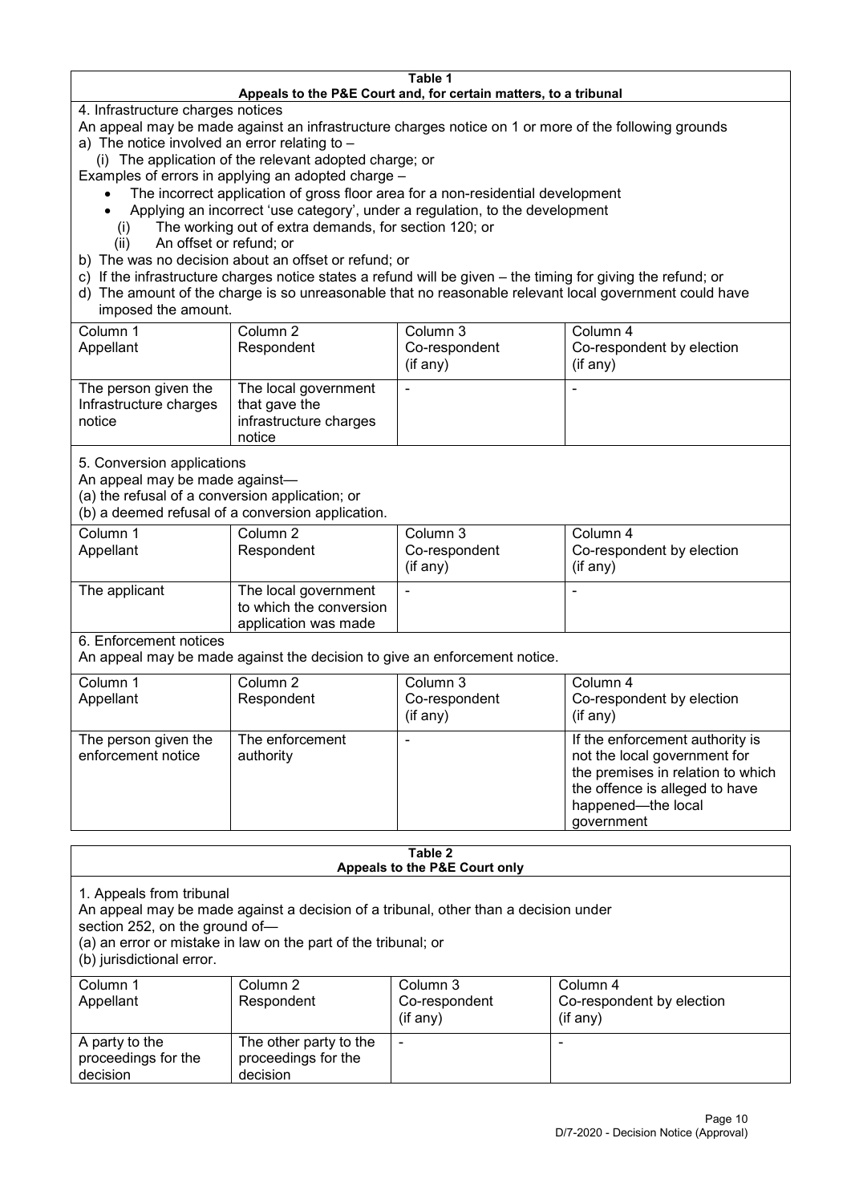**Table 1**
**Appeals to the P&E Court and, for certain matters, to a tribunal**

4. Infrastructure charges notices

An appeal may be made against an infrastructure charges notice on 1 or more of the following grounds

a) The notice involved an error relating to –

(i) The application of the relevant adopted charge; or

Examples of errors in applying an adopted charge –

- The incorrect application of gross floor area for a non-residential development
- Applying an incorrect 'use category', under a regulation, to the development

(i) The working out of extra demands, for section 120; or

(ii) An offset or refund; or

b) The was no decision about an offset or refund; or

c) If the infrastructure charges notice states a refund will be given – the timing for giving the refund; or

d) The amount of the charge is so unreasonable that no reasonable relevant local government could have imposed the amount.

| Column 1<br>Appellant | Column 2<br>Respondent | Column 3<br>Co-respondent<br>(if any) | Column 4<br>Co-respondent by election<br>(if any) |
|---|---|---|---|
| The person given the Infrastructure charges notice | The local government that gave the infrastructure charges notice | - | - |

5. Conversion applications

An appeal may be made against—

(a) the refusal of a conversion application; or

(b) a deemed refusal of a conversion application.

| Column 1<br>Appellant | Column 2<br>Respondent | Column 3<br>Co-respondent<br>(if any) | Column 4<br>Co-respondent by election<br>(if any) |
|---|---|---|---|
| The applicant | The local government to which the conversion application was made | - | - |

6. Enforcement notices

An appeal may be made against the decision to give an enforcement notice.

| Column 1<br>Appellant | Column 2<br>Respondent | Column 3<br>Co-respondent<br>(if any) | Column 4<br>Co-respondent by election<br>(if any) |
|---|---|---|---|
| The person given the enforcement notice | The enforcement authority | - | If the enforcement authority is not the local government for the premises in relation to which the offence is alleged to have happened—the local government |

**Table 2**
**Appeals to the P&E Court only**

1. Appeals from tribunal

An appeal may be made against a decision of a tribunal, other than a decision under section 252, on the ground of—

(a) an error or mistake in law on the part of the tribunal; or

(b) jurisdictional error.

| Column 1<br>Appellant | Column 2<br>Respondent | Column 3<br>Co-respondent<br>(if any) | Column 4<br>Co-respondent by election<br>(if any) |
|---|---|---|---|
| A party to the proceedings for the decision | The other party to the proceedings for the decision | - | - |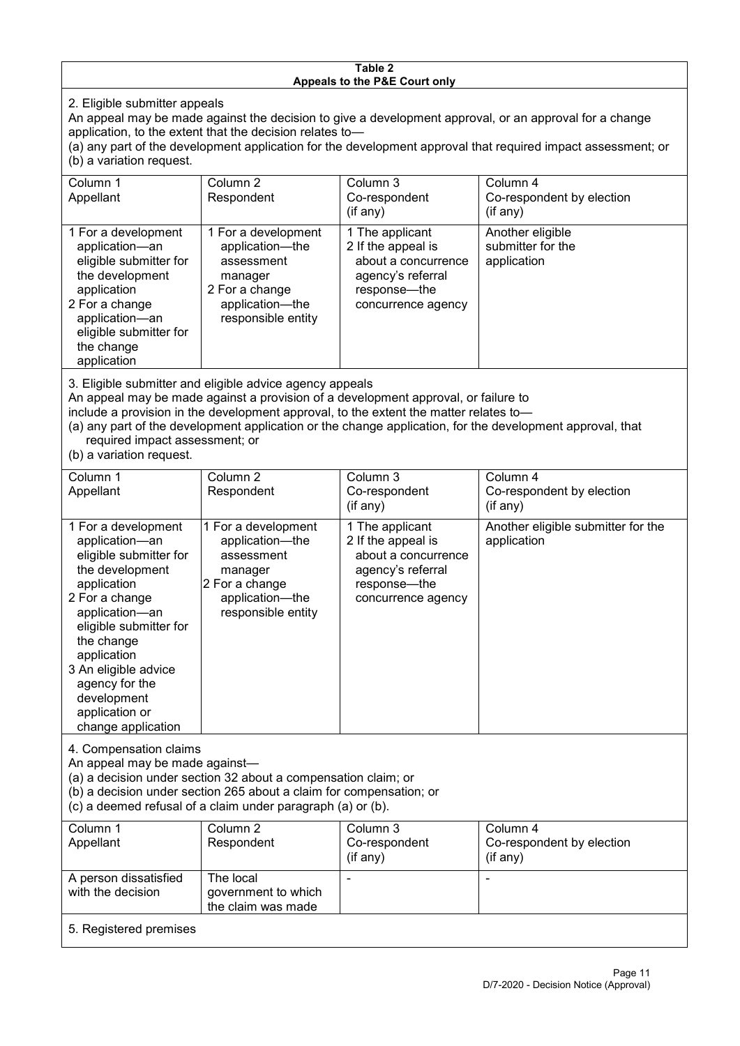**Table 2**
**Appeals to the P&E Court only**

2. Eligible submitter appeals

An appeal may be made against the decision to give a development approval, or an approval for a change application, to the extent that the decision relates to—

(a) any part of the development application for the development approval that required impact assessment; or

(b) a variation request.

| Column 1<br>Appellant | Column 2<br>Respondent | Column 3<br>Co-respondent<br>(if any) | Column 4<br>Co-respondent by election<br>(if any) |
|---|---|---|---|
| 1 For a development application—an eligible submitter for the development application<br>2 For a change application—an eligible submitter for the change application | 1 For a development application—the assessment manager<br>2 For a change application—the responsible entity | 1 The applicant<br>2 If the appeal is about a concurrence agency's referral response—the concurrence agency | Another eligible submitter for the application |

3. Eligible submitter and eligible advice agency appeals

An appeal may be made against a provision of a development approval, or failure to include a provision in the development approval, to the extent the matter relates to—

(a) any part of the development application or the change application, for the development approval, that required impact assessment; or

(b) a variation request.

| Column 1<br>Appellant | Column 2<br>Respondent | Column 3<br>Co-respondent<br>(if any) | Column 4<br>Co-respondent by election<br>(if any) |
|---|---|---|---|
| 1 For a development application—an eligible submitter for the development application<br>2 For a change application—an eligible submitter for the change application<br>3 An eligible advice agency for the development application or change application | 1 For a development application—the assessment manager<br>2 For a change application—the responsible entity | 1 The applicant<br>2 If the appeal is about a concurrence agency's referral response—the concurrence agency | Another eligible submitter for the application |

4. Compensation claims

An appeal may be made against—

(a) a decision under section 32 about a compensation claim; or

(b) a decision under section 265 about a claim for compensation; or

(c) a deemed refusal of a claim under paragraph (a) or (b).

| Column 1<br>Appellant | Column 2<br>Respondent | Column 3<br>Co-respondent<br>(if any) | Column 4<br>Co-respondent by election<br>(if any) |
|---|---|---|---|
| A person dissatisfied with the decision | The local government to which the claim was made | - | - |

5. Registered premises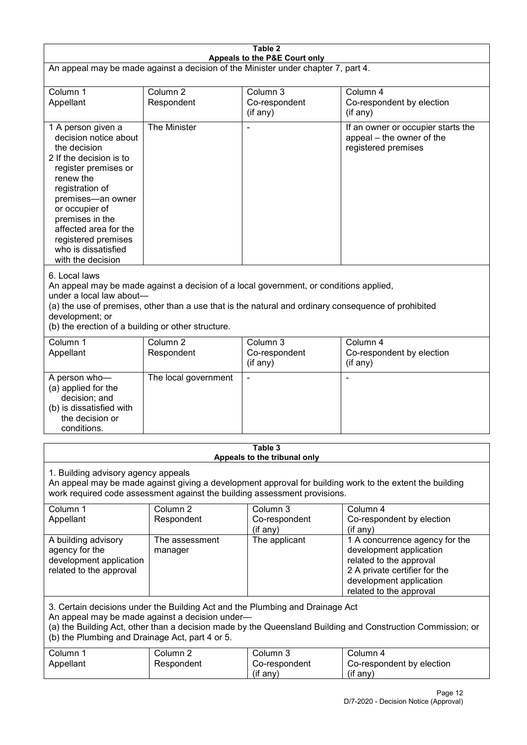**Table 2**
**Appeals to the P&E Court only**

An appeal may be made against a decision of the Minister under chapter 7, part 4.

| Column 1 Appellant | Column 2 Respondent | Column 3 Co-respondent (if any) | Column 4 Co-respondent by election (if any) |
|---|---|---|---|
| 1 A person given a decision notice about the decision 2 If the decision is to register premises or renew the registration of premises—an owner or occupier of premises in the affected area for the registered premises who is dissatisfied with the decision | The Minister | - | If an owner or occupier starts the appeal – the owner of the registered premises |

6. Local laws

An appeal may be made against a decision of a local government, or conditions applied, under a local law about—

(a) the use of premises, other than a use that is the natural and ordinary consequence of prohibited development; or

(b) the erection of a building or other structure.

| Column 1 Appellant | Column 2 Respondent | Column 3 Co-respondent (if any) | Column 4 Co-respondent by election (if any) |
|---|---|---|---|
| A person who— (a) applied for the decision; and (b) is dissatisfied with the decision or conditions. | The local government | - | - |

**Table 3**
**Appeals to the tribunal only**

1. Building advisory agency appeals

An appeal may be made against giving a development approval for building work to the extent the building work required code assessment against the building assessment provisions.

| Column 1 Appellant | Column 2 Respondent | Column 3 Co-respondent (if any) | Column 4 Co-respondent by election (if any) |
|---|---|---|---|
| A building advisory agency for the development application related to the approval | The assessment manager | The applicant | 1 A concurrence agency for the development application related to the approval 2 A private certifier for the development application related to the approval |

3. Certain decisions under the Building Act and the Plumbing and Drainage Act

An appeal may be made against a decision under—

(a) the Building Act, other than a decision made by the Queensland Building and Construction Commission; or

(b) the Plumbing and Drainage Act, part 4 or 5.

| Column 1 Appellant | Column 2 Respondent | Column 3 Co-respondent (if any) | Column 4 Co-respondent by election (if any) |
|---|---|---|---|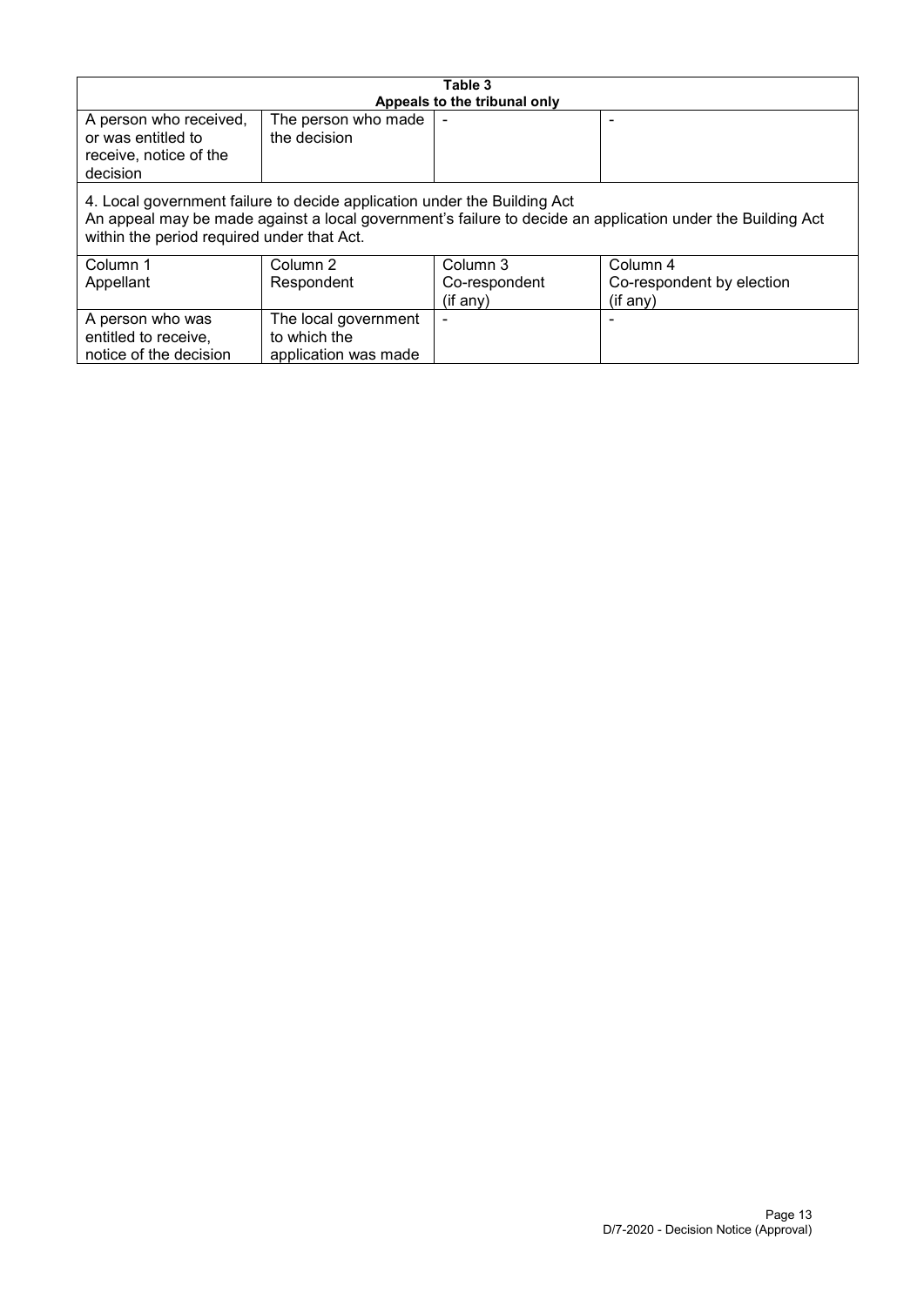| Table 3<br>Appeals to the tribunal only | | | |
|---|---|---|---|
| A person who received, or was entitled to receive, notice of the decision | The person who made the decision | - | - |

4. Local government failure to decide application under the Building Act
An appeal may be made against a local government's failure to decide an application under the Building Act within the period required under that Act.

| Column 1<br>Appellant | Column 2<br>Respondent | Column 3<br>Co-respondent (if any) | Column 4<br>Co-respondent by election (if any) |
|---|---|---|---|
| A person who was entitled to receive, notice of the decision | The local government to which the application was made | - | - |